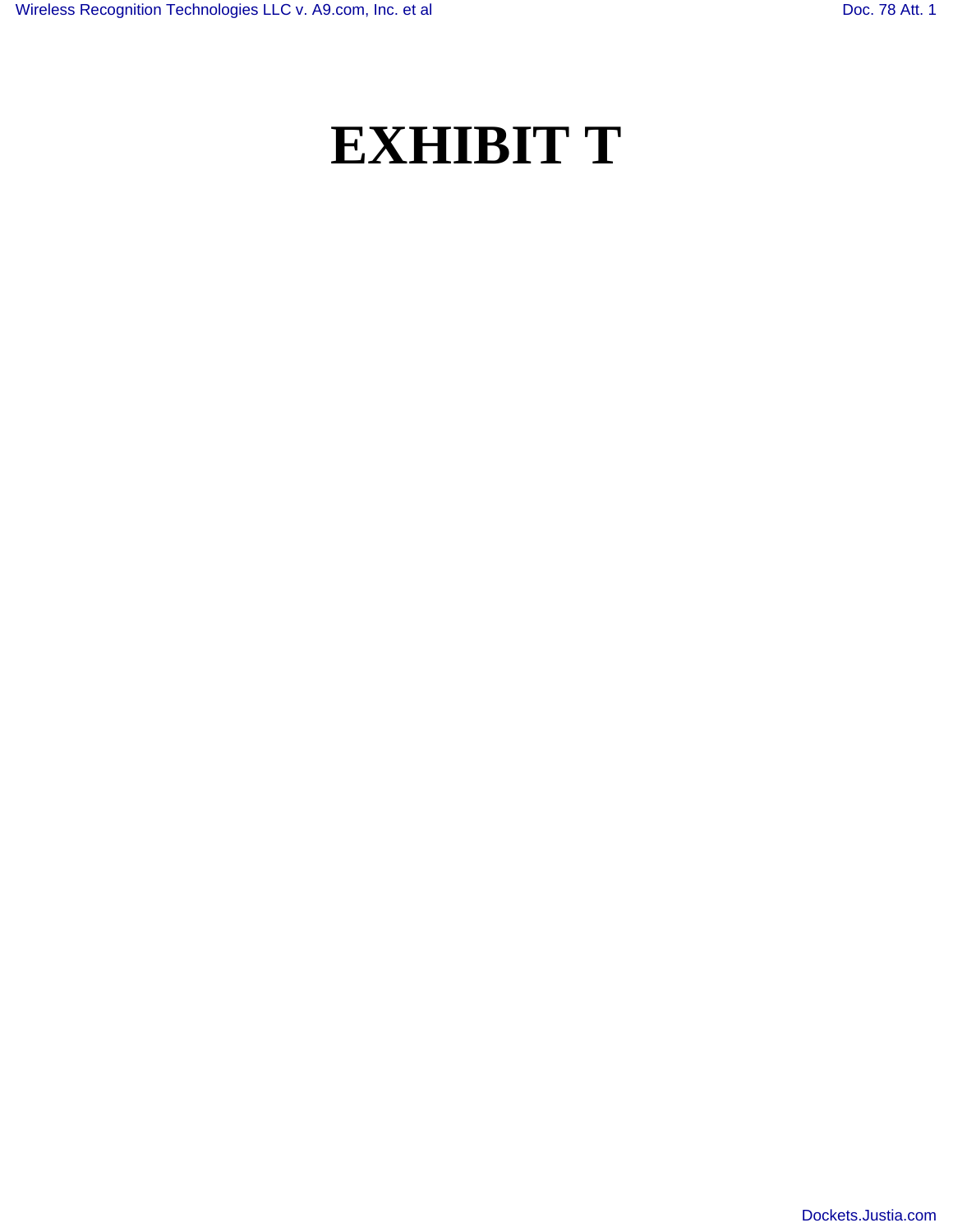# EXHIBIT T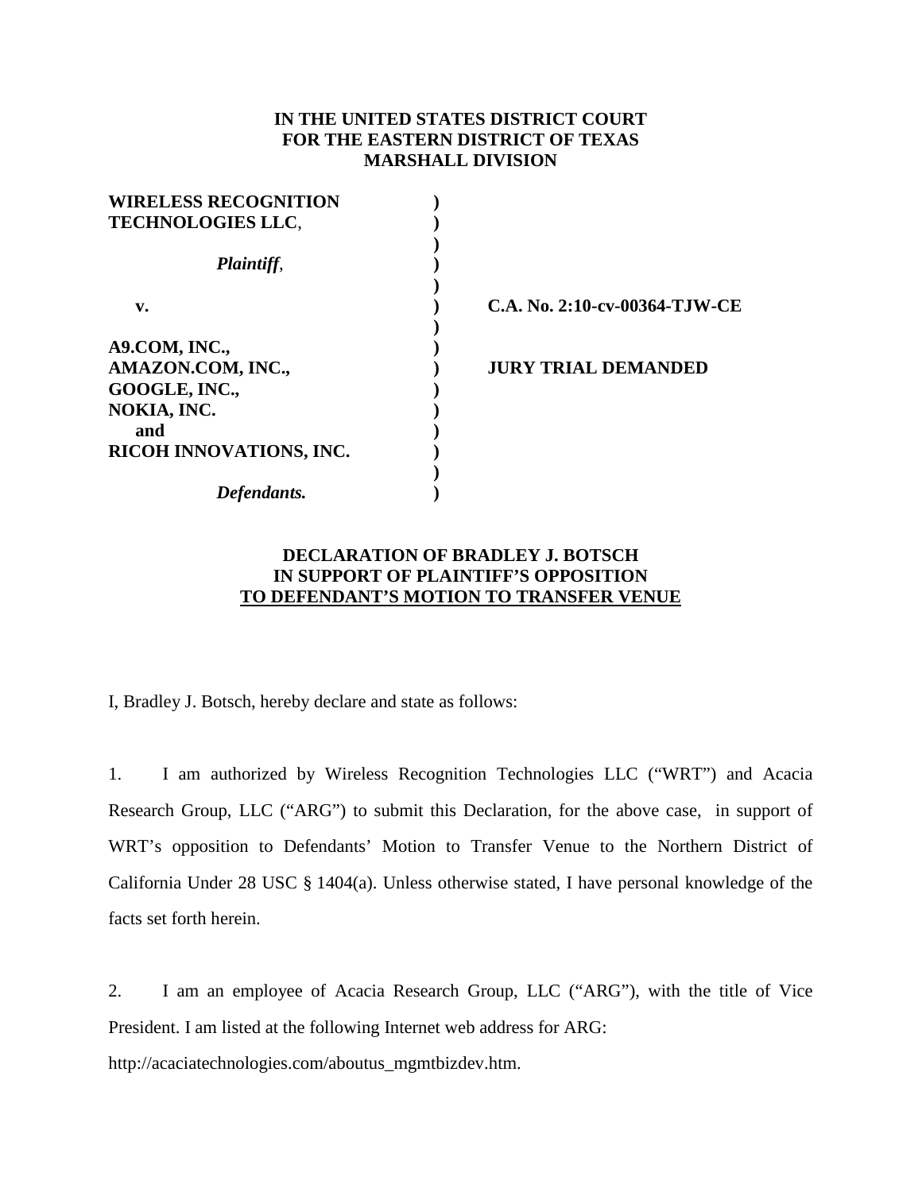**IN THE UNITED STATES DISTRICT COURT**
**FOR THE EASTERN DISTRICT OF TEXAS**
**MARSHALL DIVISION**

| | | |
|---|---|---|
| **WIRELESS RECOGNITION TECHNOLOGIES LLC**, | **)** | |
| | **)** | |
| ***Plaintiff***, | **)** | |
| | **)** | |
| **v.** | **)** | **C.A. No. 2:10-cv-00364-TJW-CE** |
| | **)** | |
| **A9.COM, INC.,** | **)** | |
| **AMAZON.COM, INC.,** | **)** | **JURY TRIAL DEMANDED** |
| **GOOGLE, INC.,** | **)** | |
| **NOKIA, INC.** | **)** | |
| **and** | **)** | |
| **RICOH INNOVATIONS, INC.** | **)** | |
| | **)** | |
| ***Defendants.*** | **)** | |

**DECLARATION OF BRADLEY J. BOTSCH**
**IN SUPPORT OF PLAINTIFF'S OPPOSITION**
**TO DEFENDANT'S MOTION TO TRANSFER VENUE**

I, Bradley J. Botsch, hereby declare and state as follows:

1. I am authorized by Wireless Recognition Technologies LLC ("WRT") and Acacia Research Group, LLC ("ARG") to submit this Declaration, for the above case, in support of WRT's opposition to Defendants' Motion to Transfer Venue to the Northern District of California Under 28 USC § 1404(a). Unless otherwise stated, I have personal knowledge of the facts set forth herein.

2. I am an employee of Acacia Research Group, LLC ("ARG"), with the title of Vice President. I am listed at the following Internet web address for ARG:
http://acaciatechnologies.com/aboutus_mgmtbizdev.htm.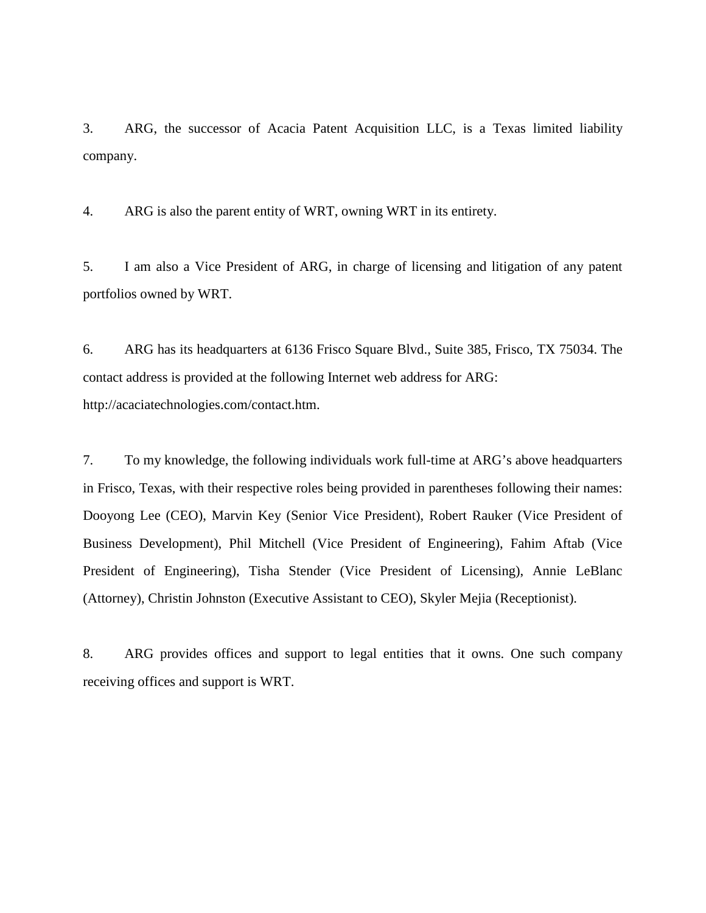3. ARG, the successor of Acacia Patent Acquisition LLC, is a Texas limited liability company.

4. ARG is also the parent entity of WRT, owning WRT in its entirety.

5. I am also a Vice President of ARG, in charge of licensing and litigation of any patent portfolios owned by WRT.

6. ARG has its headquarters at 6136 Frisco Square Blvd., Suite 385, Frisco, TX 75034. The contact address is provided at the following Internet web address for ARG: http://acaciatechnologies.com/contact.htm.

7. To my knowledge, the following individuals work full-time at ARG's above headquarters in Frisco, Texas, with their respective roles being provided in parentheses following their names: Dooyong Lee (CEO), Marvin Key (Senior Vice President), Robert Rauker (Vice President of Business Development), Phil Mitchell (Vice President of Engineering), Fahim Aftab (Vice President of Engineering), Tisha Stender (Vice President of Licensing), Annie LeBlanc (Attorney), Christin Johnston (Executive Assistant to CEO), Skyler Mejia (Receptionist).

8. ARG provides offices and support to legal entities that it owns. One such company receiving offices and support is WRT.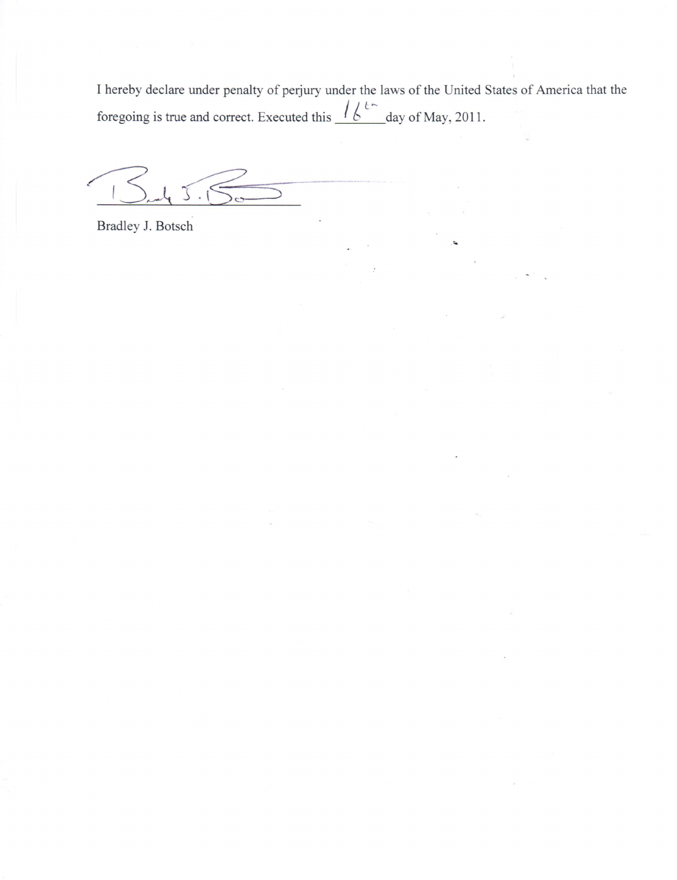I hereby declare under penalty of perjury under the laws of the United States of America that the foregoing is true and correct. Executed this 16th day of May, 2011.

Bradley J. Botsch